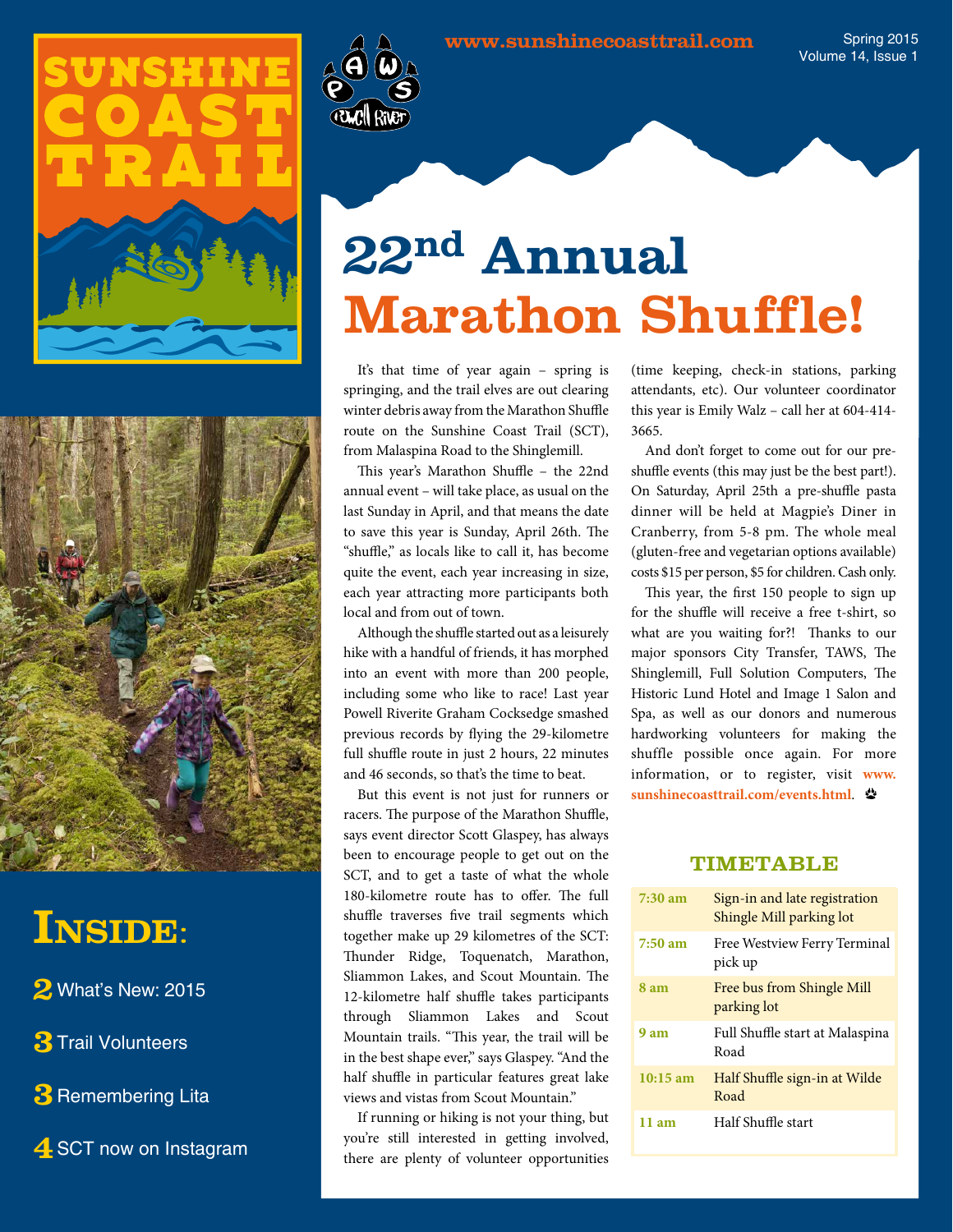# SUNSHINE COAST TRAIL

www.sunshinecoasttrail.com

Spring 2015
Volume 14, Issue 1

# 22nd Annual Marathon Shuffle!

It's that time of year again – spring is springing, and the trail elves are out clearing winter debris away from the Marathon Shuffle route on the Sunshine Coast Trail (SCT), from Malaspina Road to the Shinglemill.

This year's Marathon Shuffle – the 22nd annual event – will take place, as usual on the last Sunday in April, and that means the date to save this year is Sunday, April 26th. The "shuffle," as locals like to call it, has become quite the event, each year increasing in size, each year attracting more participants both local and from out of town.

Although the shuffle started out as a leisurely hike with a handful of friends, it has morphed into an event with more than 200 people, including some who like to race! Last year Powell Riverite Graham Cocksedge smashed previous records by flying the 29-kilometre full shuffle route in just 2 hours, 22 minutes and 46 seconds, so that's the time to beat.

But this event is not just for runners or racers. The purpose of the Marathon Shuffle, says event director Scott Glaspey, has always been to encourage people to get out on the SCT, and to get a taste of what the whole 180-kilometre route has to offer. The full shuffle traverses five trail segments which together make up 29 kilometres of the SCT: Thunder Ridge, Toquenatch, Marathon, Sliammon Lakes, and Scout Mountain. The 12-kilometre half shuffle takes participants through Sliammon Lakes and Scout Mountain trails. "This year, the trail will be in the best shape ever," says Glaspey. "And the half shuffle in particular features great lake views and vistas from Scout Mountain."

If running or hiking is not your thing, but you're still interested in getting involved, there are plenty of volunteer opportunities (time keeping, check-in stations, parking attendants, etc). Our volunteer coordinator this year is Emily Walz – call her at 604-414-3665.

And don't forget to come out for our pre-shuffle events (this may just be the best part!). On Saturday, April 25th a pre-shuffle pasta dinner will be held at Magpie's Diner in Cranberry, from 5-8 pm. The whole meal (gluten-free and vegetarian options available) costs $15 per person, $5 for children. Cash only.

This year, the first 150 people to sign up for the shuffle will receive a free t-shirt, so what are you waiting for?! Thanks to our major sponsors City Transfer, TAWS, The Shinglemill, Full Solution Computers, The Historic Lund Hotel and Image 1 Salon and Spa, as well as our donors and numerous hardworking volunteers for making the shuffle possible once again. For more information, or to register, visit www.sunshinecoasttrail.com/events.html.

## TIMETABLE

| Time | Event |
|---|---|
| 7:30 am | Sign-in and late registration Shingle Mill parking lot |
| 7:50 am | Free Westview Ferry Terminal pick up |
| 8 am | Free bus from Shingle Mill parking lot |
| 9 am | Full Shuffle start at Malaspina Road |
| 10:15 am | Half Shuffle sign-in at Wilde Road |
| 11 am | Half Shuffle start |

## INSIDE:

- **2** What's New: 2015
- **3** Trail Volunteers
- **3** Remembering Lita
- **4** SCT now on Instagram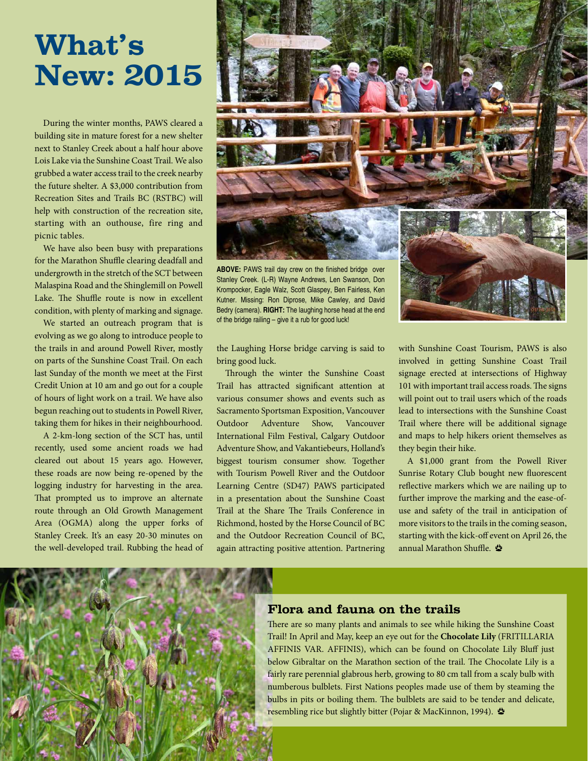# What's New: 2015

During the winter months, PAWS cleared a building site in mature forest for a new shelter next to Stanley Creek about a half hour above Lois Lake via the Sunshine Coast Trail. We also grubbed a water access trail to the creek nearby the future shelter. A $3,000 contribution from Recreation Sites and Trails BC (RSTBC) will help with construction of the recreation site, starting with an outhouse, fire ring and picnic tables.

We have also been busy with preparations for the Marathon Shuffle clearing deadfall and undergrowth in the stretch of the SCT between Malaspina Road and the Shinglemill on Powell Lake. The Shuffle route is now in excellent condition, with plenty of marking and signage.

We started an outreach program that is evolving as we go along to introduce people to the trails in and around Powell River, mostly on parts of the Sunshine Coast Trail. On each last Sunday of the month we meet at the First Credit Union at 10 am and go out for a couple of hours of light work on a trail. We have also begun reaching out to students in Powell River, taking them for hikes in their neighbourhood.

A 2-km-long section of the SCT has, until recently, used some ancient roads we had cleared out about 15 years ago. However, these roads are now being re-opened by the logging industry for harvesting in the area. That prompted us to improve an alternate route through an Old Growth Management Area (OGMA) along the upper forks of Stanley Creek. It's an easy 20-30 minutes on the well-developed trail. Rubbing the head of the Laughing Horse bridge carving is said to bring good luck.

**ABOVE:** PAWS trail day crew on the finished bridge over Stanley Creek. (L-R) Wayne Andrews, Len Swanson, Don Krompocker, Eagle Walz, Scott Glaspey, Ben Fairless, Ken Kutner. Missing: Ron Diprose, Mike Cawley, and David Bedry (camera). **RIGHT:** The laughing horse head at the end of the bridge railing – give it a rub for good luck!

Through the winter the Sunshine Coast Trail has attracted significant attention at various consumer shows and events such as Sacramento Sportsman Exposition, Vancouver Outdoor Adventure Show, Vancouver International Film Festival, Calgary Outdoor Adventure Show, and Vakantiebeurs, Holland's biggest tourism consumer show. Together with Tourism Powell River and the Outdoor Learning Centre (SD47) PAWS participated in a presentation about the Sunshine Coast Trail at the Share The Trails Conference in Richmond, hosted by the Horse Council of BC and the Outdoor Recreation Council of BC, again attracting positive attention. Partnering with Sunshine Coast Tourism, PAWS is also involved in getting Sunshine Coast Trail signage erected at intersections of Highway 101 with important trail access roads. The signs will point out to trail users which of the roads lead to intersections with the Sunshine Coast Trail where there will be additional signage and maps to help hikers orient themselves as they begin their hike.

A $1,000 grant from the Powell River Sunrise Rotary Club bought new fluorescent reflective markers which we are nailing up to further improve the marking and the ease-of-use and safety of the trail in anticipation of more visitors to the trails in the coming season, starting with the kick-off event on April 26, the annual Marathon Shuffle.

## Flora and fauna on the trails

There are so many plants and animals to see while hiking the Sunshine Coast Trail! In April and May, keep an eye out for the **Chocolate Lily** (FRITILLARIA AFFINIS VAR. AFFINIS), which can be found on Chocolate Lily Bluff just below Gibraltar on the Marathon section of the trail. The Chocolate Lily is a fairly rare perennial glabrous herb, growing to 80 cm tall from a scaly bulb with numberous bulblets. First Nations peoples made use of them by steaming the bulbs in pits or boiling them. The bulblets are said to be tender and delicate, resembling rice but slightly bitter (Pojar & MacKinnon, 1994).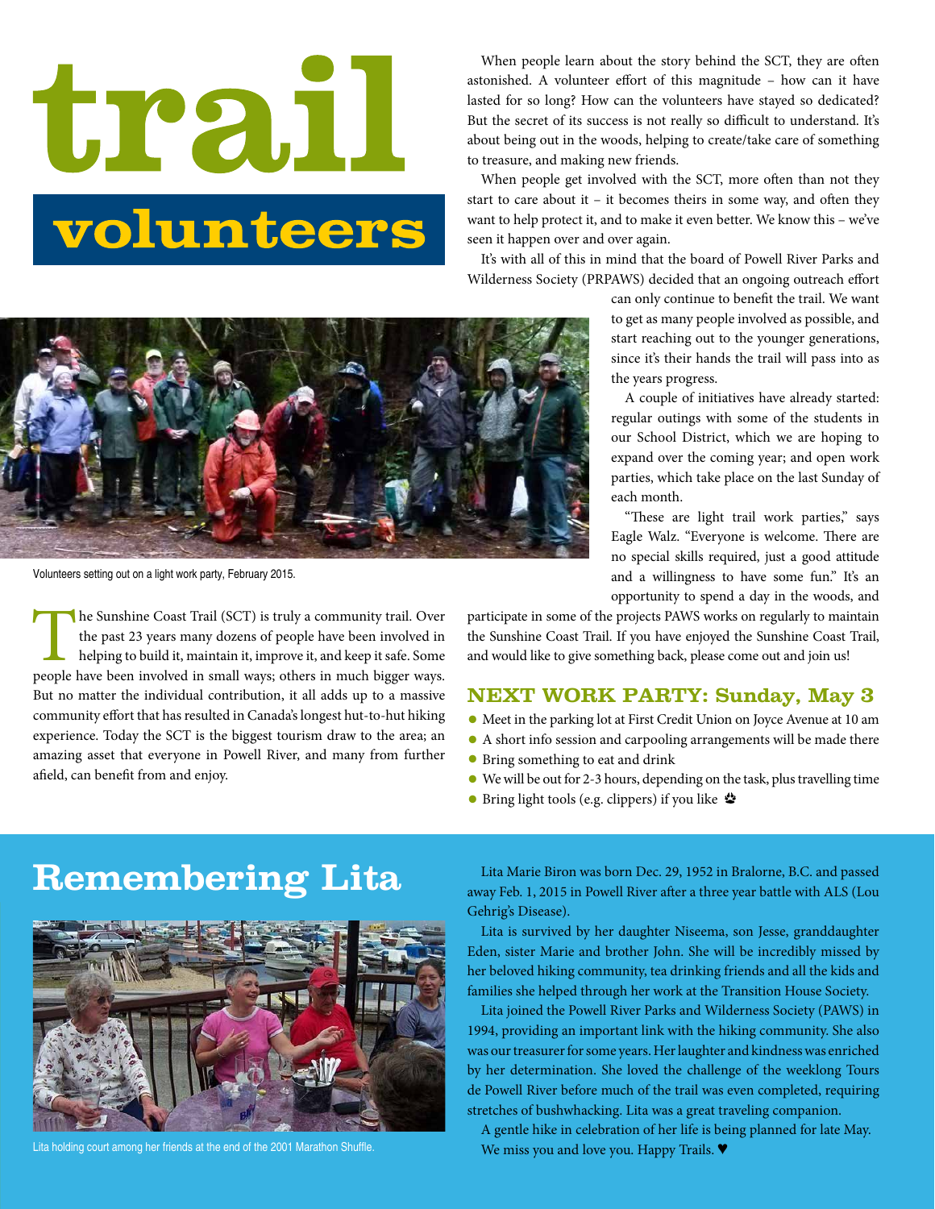# trail volunteers

Volunteers setting out on a light work party, February 2015.

The Sunshine Coast Trail (SCT) is truly a community trail. Over the past 23 years many dozens of people have been involved in helping to build it, maintain it, improve it, and keep it safe. Some people have been involved in small ways; others in much bigger ways. But no matter the individual contribution, it all adds up to a massive community effort that has resulted in Canada's longest hut-to-hut hiking experience. Today the SCT is the biggest tourism draw to the area; an amazing asset that everyone in Powell River, and many from further afield, can benefit from and enjoy.

When people learn about the story behind the SCT, they are often astonished. A volunteer effort of this magnitude – how can it have lasted for so long? How can the volunteers have stayed so dedicated? But the secret of its success is not really so difficult to understand. It's about being out in the woods, helping to create/take care of something to treasure, and making new friends.

When people get involved with the SCT, more often than not they start to care about it – it becomes theirs in some way, and often they want to help protect it, and to make it even better. We know this – we've seen it happen over and over again.

It's with all of this in mind that the board of Powell River Parks and Wilderness Society (PRPAWS) decided that an ongoing outreach effort can only continue to benefit the trail. We want to get as many people involved as possible, and start reaching out to the younger generations, since it's their hands the trail will pass into as the years progress.

A couple of initiatives have already started: regular outings with some of the students in our School District, which we are hoping to expand over the coming year; and open work parties, which take place on the last Sunday of each month.

"These are light trail work parties," says Eagle Walz. "Everyone is welcome. There are no special skills required, just a good attitude and a willingness to have some fun." It's an opportunity to spend a day in the woods, and participate in some of the projects PAWS works on regularly to maintain the Sunshine Coast Trail. If you have enjoyed the Sunshine Coast Trail, and would like to give something back, please come out and join us!

## NEXT WORK PARTY: Sunday, May 3

- Meet in the parking lot at First Credit Union on Joyce Avenue at 10 am
- A short info session and carpooling arrangements will be made there
- Bring something to eat and drink
- We will be out for 2-3 hours, depending on the task, plus travelling time
- Bring light tools (e.g. clippers) if you like

# Remembering Lita

Lita holding court among her friends at the end of the 2001 Marathon Shuffle.

Lita Marie Biron was born Dec. 29, 1952 in Bralorne, B.C. and passed away Feb. 1, 2015 in Powell River after a three year battle with ALS (Lou Gehrig's Disease).

Lita is survived by her daughter Niseema, son Jesse, granddaughter Eden, sister Marie and brother John. She will be incredibly missed by her beloved hiking community, tea drinking friends and all the kids and families she helped through her work at the Transition House Society.

Lita joined the Powell River Parks and Wilderness Society (PAWS) in 1994, providing an important link with the hiking community. She also was our treasurer for some years. Her laughter and kindness was enriched by her determination. She loved the challenge of the weeklong Tours de Powell River before much of the trail was even completed, requiring stretches of bushwhacking. Lita was a great traveling companion.

A gentle hike in celebration of her life is being planned for late May. We miss you and love you. Happy Trails. ♥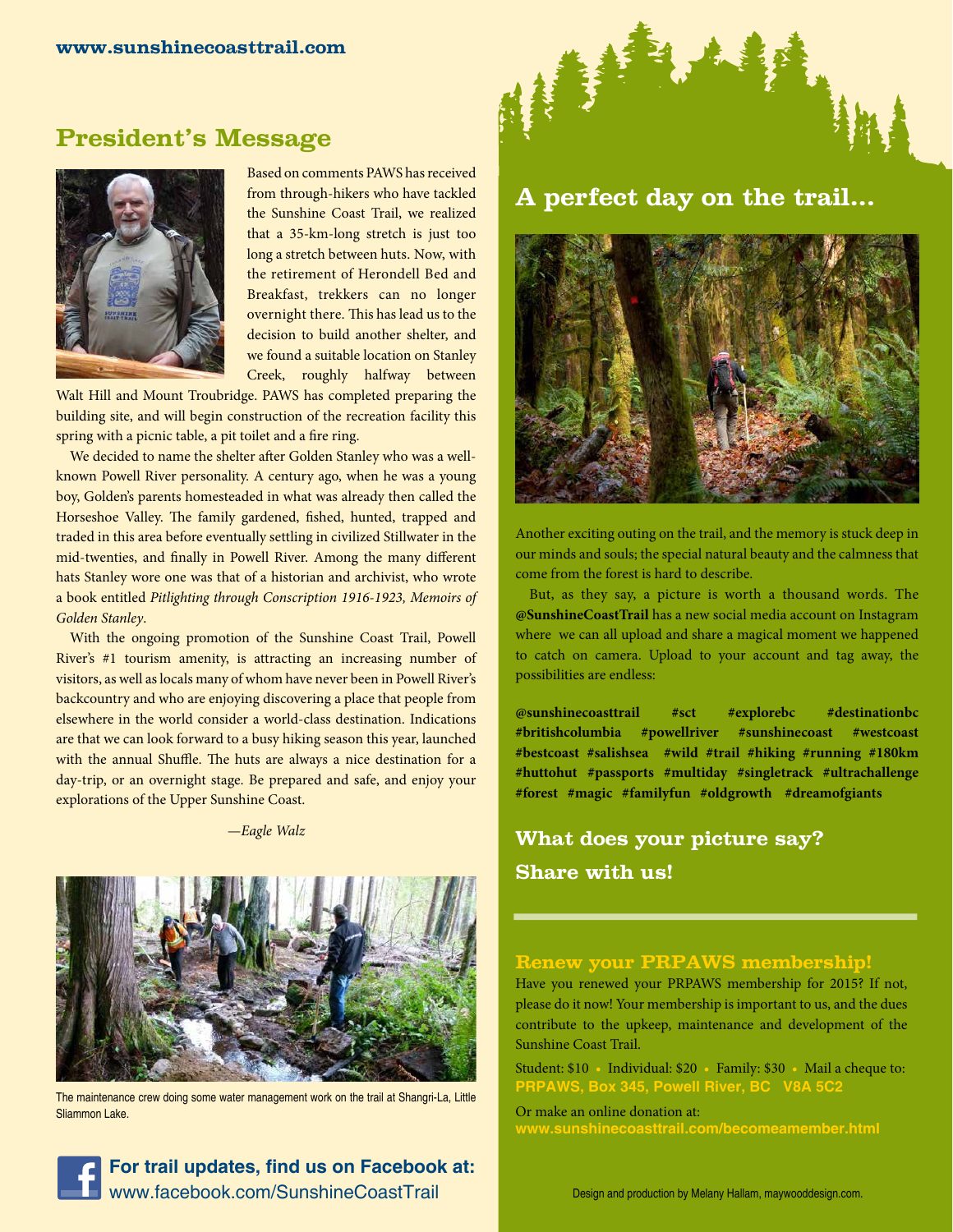## President's Message

Based on comments PAWS has received from through-hikers who have tackled the Sunshine Coast Trail, we realized that a 35-km-long stretch is just too long a stretch between huts. Now, with the retirement of Herondell Bed and Breakfast, trekkers can no longer overnight there. This has lead us to the decision to build another shelter, and we found a suitable location on Stanley Creek, roughly halfway between Walt Hill and Mount Troubridge. PAWS has completed preparing the building site, and will begin construction of the recreation facility this spring with a picnic table, a pit toilet and a fire ring.

We decided to name the shelter after Golden Stanley who was a well-known Powell River personality. A century ago, when he was a young boy, Golden's parents homesteaded in what was already then called the Horseshoe Valley. The family gardened, fished, hunted, trapped and traded in this area before eventually settling in civilized Stillwater in the mid-twenties, and finally in Powell River. Among the many different hats Stanley wore one was that of a historian and archivist, who wrote a book entitled *Pitlighting through Conscription 1916-1923, Memoirs of Golden Stanley*.

With the ongoing promotion of the Sunshine Coast Trail, Powell River's #1 tourism amenity, is attracting an increasing number of visitors, as well as locals many of whom have never been in Powell River's backcountry and who are enjoying discovering a place that people from elsewhere in the world consider a world-class destination. Indications are that we can look forward to a busy hiking season this year, launched with the annual Shuffle. The huts are always a nice destination for a day-trip, or an overnight stage. Be prepared and safe, and enjoy your explorations of the Upper Sunshine Coast.

*—Eagle Walz*

The maintenance crew doing some water management work on the trail at Shangri-La, Little Sliammon Lake.

**For trail updates, find us on Facebook at:**
www.facebook.com/SunshineCoastTrail

## A perfect day on the trail...

Another exciting outing on the trail, and the memory is stuck deep in our minds and souls; the special natural beauty and the calmness that come from the forest is hard to describe.

But, as they say, a picture is worth a thousand words. The **@SunshineCoastTrail** has a new social media account on Instagram where we can all upload and share a magical moment we happened to catch on camera. Upload to your account and tag away, the possibilities are endless:

**@sunshinecoasttrail #sct #explorebc #destinationbc #britishcolumbia #powellriver #sunshinecoast #westcoast #bestcoast #salishsea #wild #trail #hiking #running #180km #huttohut #passports #multiday #singletrack #ultrachallenge #forest #magic #familyfun #oldgrowth #dreamofgiants**

### What does your picture say?

### Share with us!

### Renew your PRPAWS membership!

Have you renewed your PRPAWS membership for 2015? If not, please do it now! Your membership is important to us, and the dues contribute to the upkeep, maintenance and development of the Sunshine Coast Trail.

Student: $10 • Individual: $20 • Family: $30 • Mail a cheque to: **PRPAWS, Box 345, Powell River, BC V8A 5C2**

Or make an online donation at:
**www.sunshinecoasttrail.com/becomeamember.html**

Design and production by Melany Hallam, maywooddesign.com.